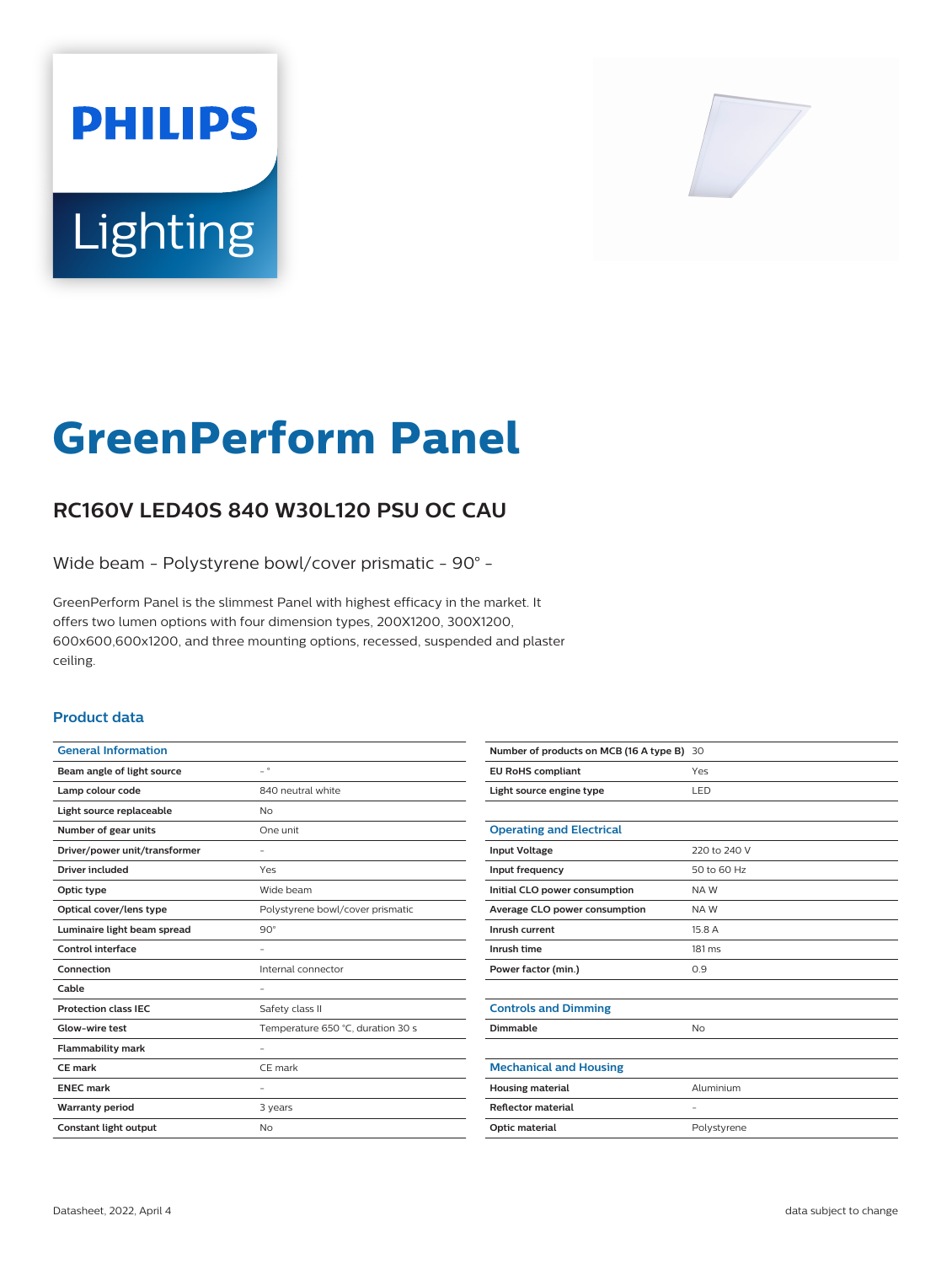# GreenPerform Panel

## RC160V LED40S 840 W30L120 PSU OC CAU

Wide beam - Polystyrene bowl/cover prismatic - 90° -

GreenPerform Panel is the slimmest Panel with highest efficacy in the market. It offers two lumen options with four dimension types, 200X1200, 300X1200, 600x600,600x1200, and three mounting options, recessed, suspended and plaster ceiling.

### Product data

| General Information | |
|---|---|
| Beam angle of light source | - ° |
| Lamp colour code | 840 neutral white |
| Light source replaceable | No |
| Number of gear units | One unit |
| Driver/power unit/transformer | - |
| Driver included | Yes |
| Optic type | Wide beam |
| Optical cover/lens type | Polystyrene bowl/cover prismatic |
| Luminaire light beam spread | 90° |
| Control interface | - |
| Connection | Internal connector |
| Cable | - |
| Protection class IEC | Safety class II |
| Glow-wire test | Temperature 650 °C, duration 30 s |
| Flammability mark | - |
| CE mark | CE mark |
| ENEC mark | - |
| Warranty period | 3 years |
| Constant light output | No |
| Number of products on MCB (16 A type B) | 30 |
| EU RoHS compliant | Yes |
| Light source engine type | LED |

| Operating and Electrical | |
|---|---|
| Input Voltage | 220 to 240 V |
| Input frequency | 50 to 60 Hz |
| Initial CLO power consumption | NA W |
| Average CLO power consumption | NA W |
| Inrush current | 15.8 A |
| Inrush time | 181 ms |
| Power factor (min.) | 0.9 |

| Controls and Dimming | |
|---|---|
| Dimmable | No |

| Mechanical and Housing | |
|---|---|
| Housing material | Aluminium |
| Reflector material | - |
| Optic material | Polystyrene |

Datasheet, 2022, April 4

data subject to change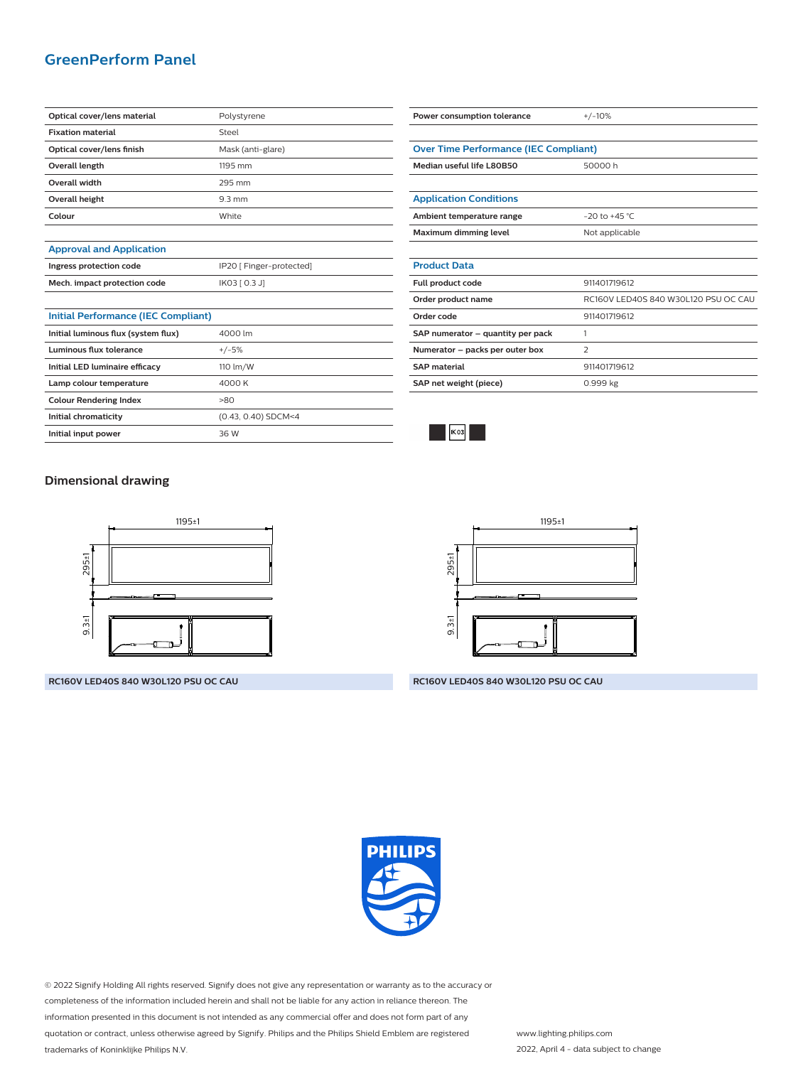# GreenPerform Panel

| | |
|---|---|
| **Optical cover/lens material** | Polystyrene |
| **Fixation material** | Steel |
| **Optical cover/lens finish** | Mask (anti-glare) |
| **Overall length** | 1195 mm |
| **Overall width** | 295 mm |
| **Overall height** | 9.3 mm |
| **Colour** | White |

## Approval and Application

| | |
|---|---|
| **Ingress protection code** | IP20 [ Finger-protected] |
| **Mech. impact protection code** | IK03 [ 0.3 J] |

## Initial Performance (IEC Compliant)

| | |
|---|---|
| **Initial luminous flux (system flux)** | 4000 lm |
| **Luminous flux tolerance** | +/-5% |
| **Initial LED luminaire efficacy** | 110 lm/W |
| **Lamp colour temperature** | 4000 K |
| **Colour Rendering Index** | >80 |
| **Initial chromaticity** | (0.43, 0.40) SDCM<4 |
| **Initial input power** | 36 W |
| **Power consumption tolerance** | +/-10% |

## Over Time Performance (IEC Compliant)

| | |
|---|---|
| **Median useful life L80B50** | 50000 h |

## Application Conditions

| | |
|---|---|
| **Ambient temperature range** | -20 to +45 °C |
| **Maximum dimming level** | Not applicable |

## Product Data

| | |
|---|---|
| **Full product code** | 911401719612 |
| **Order product name** | RC160V LED40S 840 W30L120 PSU OC CAU |
| **Order code** | 911401719612 |
| **SAP numerator – quantity per pack** | 1 |
| **Numerator – packs per outer box** | 2 |
| **SAP material** | 911401719612 |
| **SAP net weight (piece)** | 0.999 kg |

IK03

## Dimensional drawing

1195±1

295±1

9.3±1

**RC160V LED40S 840 W30L120 PSU OC CAU**

1195±1

295±1

9.3±1

**RC160V LED40S 840 W30L120 PSU OC CAU**

PHILIPS

© 2022 Signify Holding All rights reserved. Signify does not give any representation or warranty as to the accuracy or completeness of the information included herein and shall not be liable for any action in reliance thereon. The information presented in this document is not intended as any commercial offer and does not form part of any quotation or contract, unless otherwise agreed by Signify. Philips and the Philips Shield Emblem are registered trademarks of Koninklijke Philips N.V.

www.lighting.philips.com

2022, April 4 - data subject to change